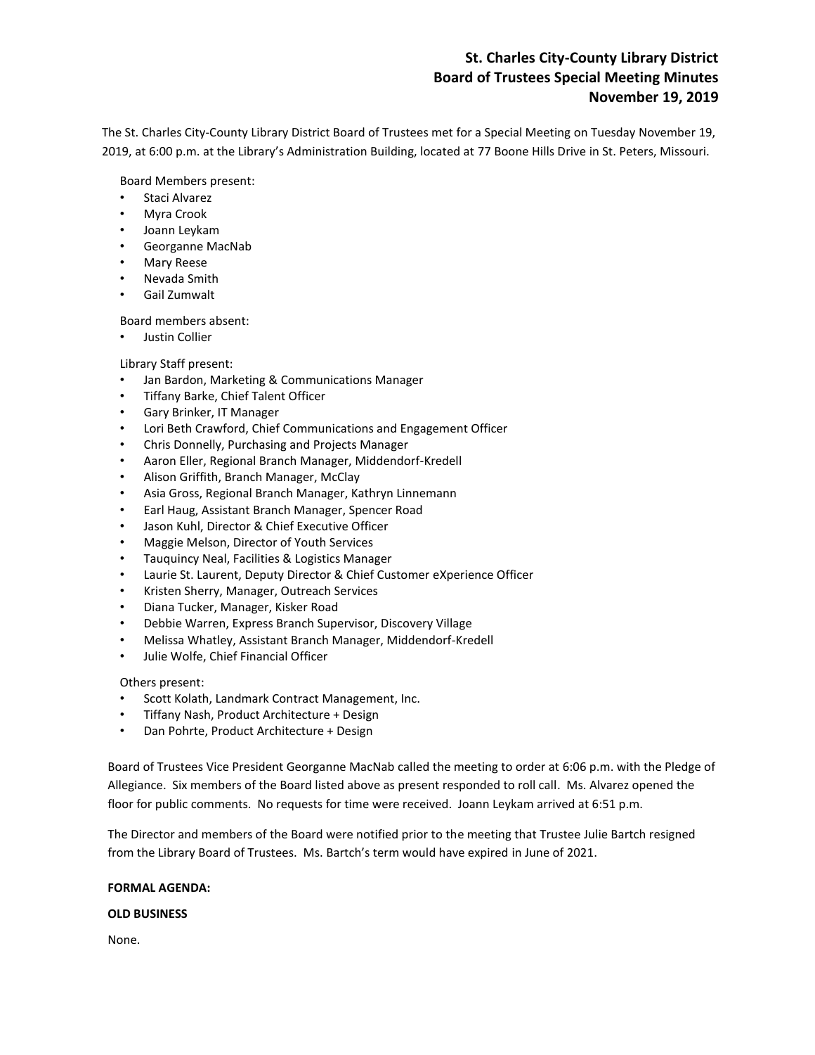# St. Charles City-County Library District
## Board of Trustees Special Meeting Minutes
## November 19, 2019

The St. Charles City-County Library District Board of Trustees met for a Special Meeting on Tuesday November 19, 2019, at 6:00 p.m. at the Library's Administration Building, located at 77 Boone Hills Drive in St. Peters, Missouri.

Board Members present:

- Staci Alvarez
- Myra Crook
- Joann Leykam
- Georganne MacNab
- Mary Reese
- Nevada Smith
- Gail Zumwalt

Board members absent:

- Justin Collier

Library Staff present:

- Jan Bardon, Marketing & Communications Manager
- Tiffany Barke, Chief Talent Officer
- Gary Brinker, IT Manager
- Lori Beth Crawford, Chief Communications and Engagement Officer
- Chris Donnelly, Purchasing and Projects Manager
- Aaron Eller, Regional Branch Manager, Middendorf-Kredell
- Alison Griffith, Branch Manager, McClay
- Asia Gross, Regional Branch Manager, Kathryn Linnemann
- Earl Haug, Assistant Branch Manager, Spencer Road
- Jason Kuhl, Director & Chief Executive Officer
- Maggie Melson, Director of Youth Services
- Tauquincy Neal, Facilities & Logistics Manager
- Laurie St. Laurent, Deputy Director & Chief Customer eXperience Officer
- Kristen Sherry, Manager, Outreach Services
- Diana Tucker, Manager, Kisker Road
- Debbie Warren, Express Branch Supervisor, Discovery Village
- Melissa Whatley, Assistant Branch Manager, Middendorf-Kredell
- Julie Wolfe, Chief Financial Officer

Others present:

- Scott Kolath, Landmark Contract Management, Inc.
- Tiffany Nash, Product Architecture + Design
- Dan Pohrte, Product Architecture + Design

Board of Trustees Vice President Georganne MacNab called the meeting to order at 6:06 p.m. with the Pledge of Allegiance. Six members of the Board listed above as present responded to roll call. Ms. Alvarez opened the floor for public comments. No requests for time were received. Joann Leykam arrived at 6:51 p.m.

The Director and members of the Board were notified prior to the meeting that Trustee Julie Bartch resigned from the Library Board of Trustees. Ms. Bartch's term would have expired in June of 2021.

**FORMAL AGENDA:**

**OLD BUSINESS**

None.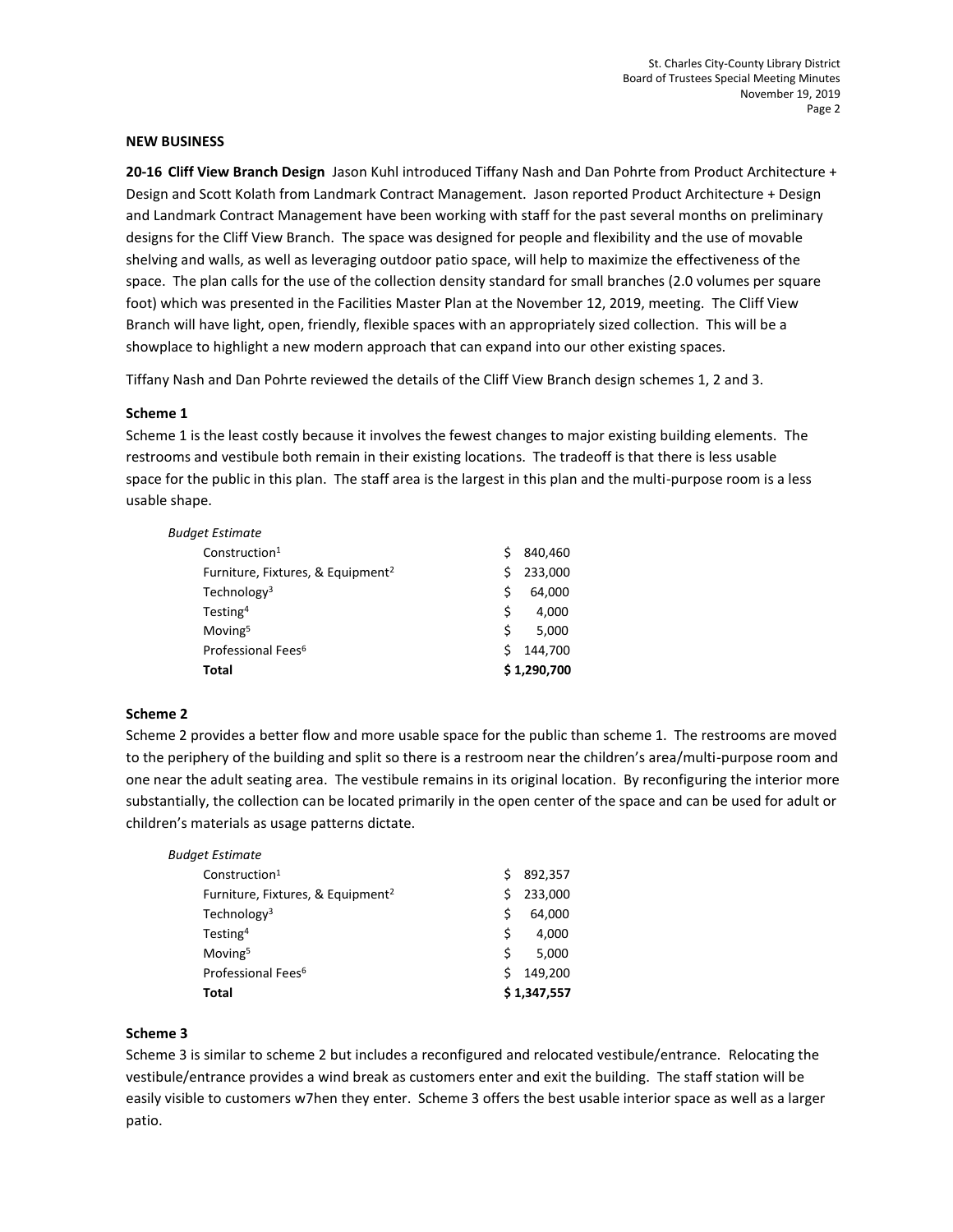**NEW BUSINESS**

**20-16 Cliff View Branch Design** Jason Kuhl introduced Tiffany Nash and Dan Pohrte from Product Architecture + Design and Scott Kolath from Landmark Contract Management. Jason reported Product Architecture + Design and Landmark Contract Management have been working with staff for the past several months on preliminary designs for the Cliff View Branch. The space was designed for people and flexibility and the use of movable shelving and walls, as well as leveraging outdoor patio space, will help to maximize the effectiveness of the space. The plan calls for the use of the collection density standard for small branches (2.0 volumes per square foot) which was presented in the Facilities Master Plan at the November 12, 2019, meeting. The Cliff View Branch will have light, open, friendly, flexible spaces with an appropriately sized collection. This will be a showplace to highlight a new modern approach that can expand into our other existing spaces.

Tiffany Nash and Dan Pohrte reviewed the details of the Cliff View Branch design schemes 1, 2 and 3.

**Scheme 1**

Scheme 1 is the least costly because it involves the fewest changes to major existing building elements. The restrooms and vestibule both remain in their existing locations. The tradeoff is that there is less usable space for the public in this plan. The staff area is the largest in this plan and the multi-purpose room is a less usable shape.

| *Budget Estimate* | |
|---|---|
| Construction[1] | $ 840,460 |
| Furniture, Fixtures, & Equipment[2] | $ 233,000 |
| Technology[3] | $ 64,000 |
| Testing[4] | $ 4,000 |
| Moving[5] | $ 5,000 |
| Professional Fees[6] | $ 144,700 |
| **Total** | **$ 1,290,700** |

**Scheme 2**

Scheme 2 provides a better flow and more usable space for the public than scheme 1. The restrooms are moved to the periphery of the building and split so there is a restroom near the children's area/multi-purpose room and one near the adult seating area. The vestibule remains in its original location. By reconfiguring the interior more substantially, the collection can be located primarily in the open center of the space and can be used for adult or children's materials as usage patterns dictate.

| *Budget Estimate* | |
|---|---|
| Construction[1] | $ 892,357 |
| Furniture, Fixtures, & Equipment[2] | $ 233,000 |
| Technology[3] | $ 64,000 |
| Testing[4] | $ 4,000 |
| Moving[5] | $ 5,000 |
| Professional Fees[6] | $ 149,200 |
| **Total** | **$ 1,347,557** |

**Scheme 3**

Scheme 3 is similar to scheme 2 but includes a reconfigured and relocated vestibule/entrance. Relocating the vestibule/entrance provides a wind break as customers enter and exit the building. The staff station will be easily visible to customers w7hen they enter. Scheme 3 offers the best usable interior space as well as a larger patio.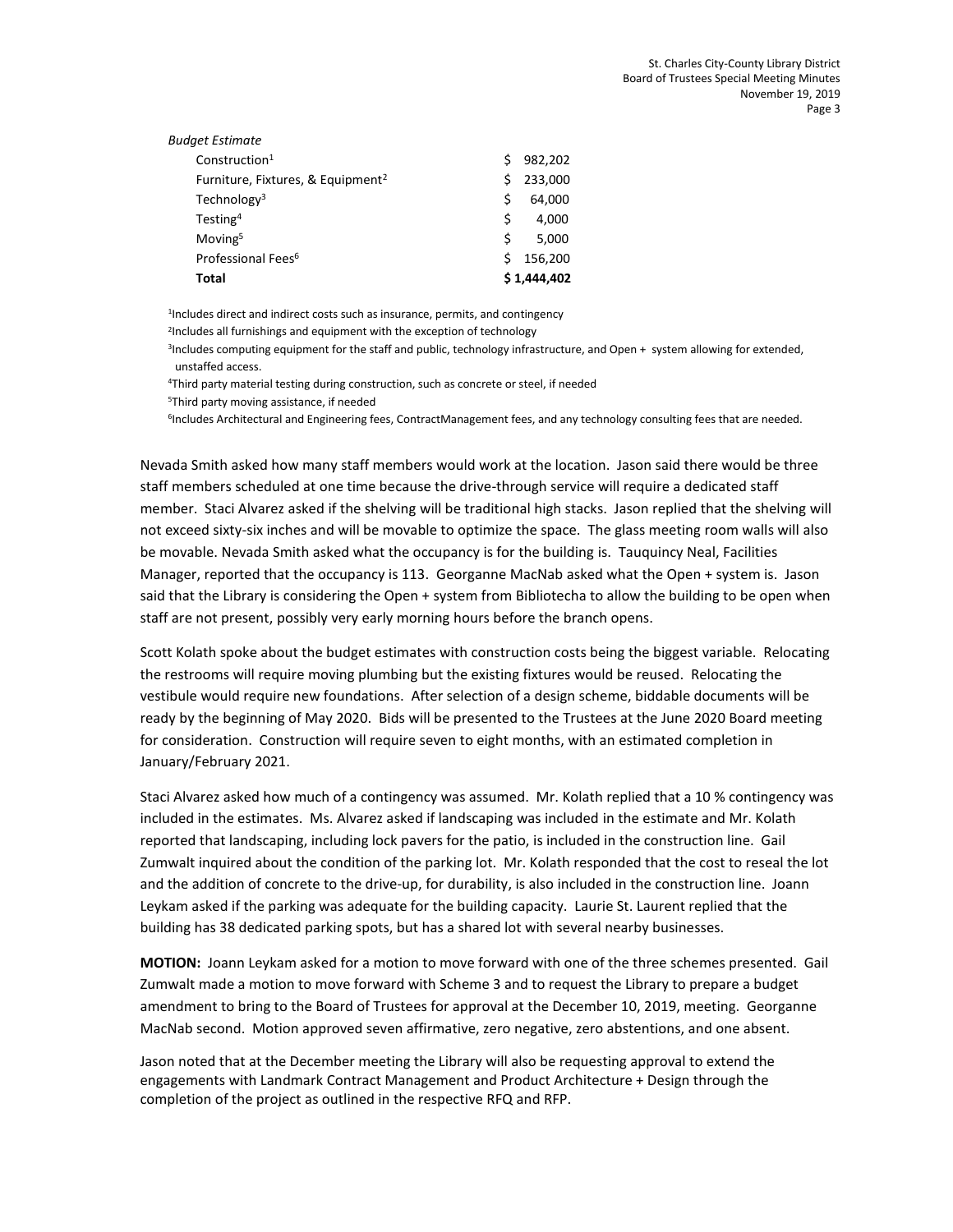*Budget Estimate*

| Item | Amount |
|---|---|
| Construction[1] | $ 982,202 |
| Furniture, Fixtures, & Equipment[2] | $ 233,000 |
| Technology[3] | $ 64,000 |
| Testing[4] | $ 4,000 |
| Moving[5] | $ 5,000 |
| Professional Fees[6] | $ 156,200 |
| **Total** | **$ 1,444,402** |

[1]Includes direct and indirect costs such as insurance, permits, and contingency
[2]Includes all furnishings and equipment with the exception of technology
[3]Includes computing equipment for the staff and public, technology infrastructure, and Open + system allowing for extended, unstaffed access.
[4]Third party material testing during construction, such as concrete or steel, if needed
[5]Third party moving assistance, if needed
[6]Includes Architectural and Engineering fees, ContractManagement fees, and any technology consulting fees that are needed.

Nevada Smith asked how many staff members would work at the location. Jason said there would be three staff members scheduled at one time because the drive-through service will require a dedicated staff member. Staci Alvarez asked if the shelving will be traditional high stacks. Jason replied that the shelving will not exceed sixty-six inches and will be movable to optimize the space. The glass meeting room walls will also be movable. Nevada Smith asked what the occupancy is for the building is. Tauquincy Neal, Facilities Manager, reported that the occupancy is 113. Georganne MacNab asked what the Open + system is. Jason said that the Library is considering the Open + system from Bibliotecha to allow the building to be open when staff are not present, possibly very early morning hours before the branch opens.

Scott Kolath spoke about the budget estimates with construction costs being the biggest variable. Relocating the restrooms will require moving plumbing but the existing fixtures would be reused. Relocating the vestibule would require new foundations. After selection of a design scheme, biddable documents will be ready by the beginning of May 2020. Bids will be presented to the Trustees at the June 2020 Board meeting for consideration. Construction will require seven to eight months, with an estimated completion in January/February 2021.

Staci Alvarez asked how much of a contingency was assumed. Mr. Kolath replied that a 10 % contingency was included in the estimates. Ms. Alvarez asked if landscaping was included in the estimate and Mr. Kolath reported that landscaping, including lock pavers for the patio, is included in the construction line. Gail Zumwalt inquired about the condition of the parking lot. Mr. Kolath responded that the cost to reseal the lot and the addition of concrete to the drive-up, for durability, is also included in the construction line. Joann Leykam asked if the parking was adequate for the building capacity. Laurie St. Laurent replied that the building has 38 dedicated parking spots, but has a shared lot with several nearby businesses.

**MOTION:** Joann Leykam asked for a motion to move forward with one of the three schemes presented. Gail Zumwalt made a motion to move forward with Scheme 3 and to request the Library to prepare a budget amendment to bring to the Board of Trustees for approval at the December 10, 2019, meeting. Georganne MacNab second. Motion approved seven affirmative, zero negative, zero abstentions, and one absent.

Jason noted that at the December meeting the Library will also be requesting approval to extend the engagements with Landmark Contract Management and Product Architecture + Design through the completion of the project as outlined in the respective RFQ and RFP.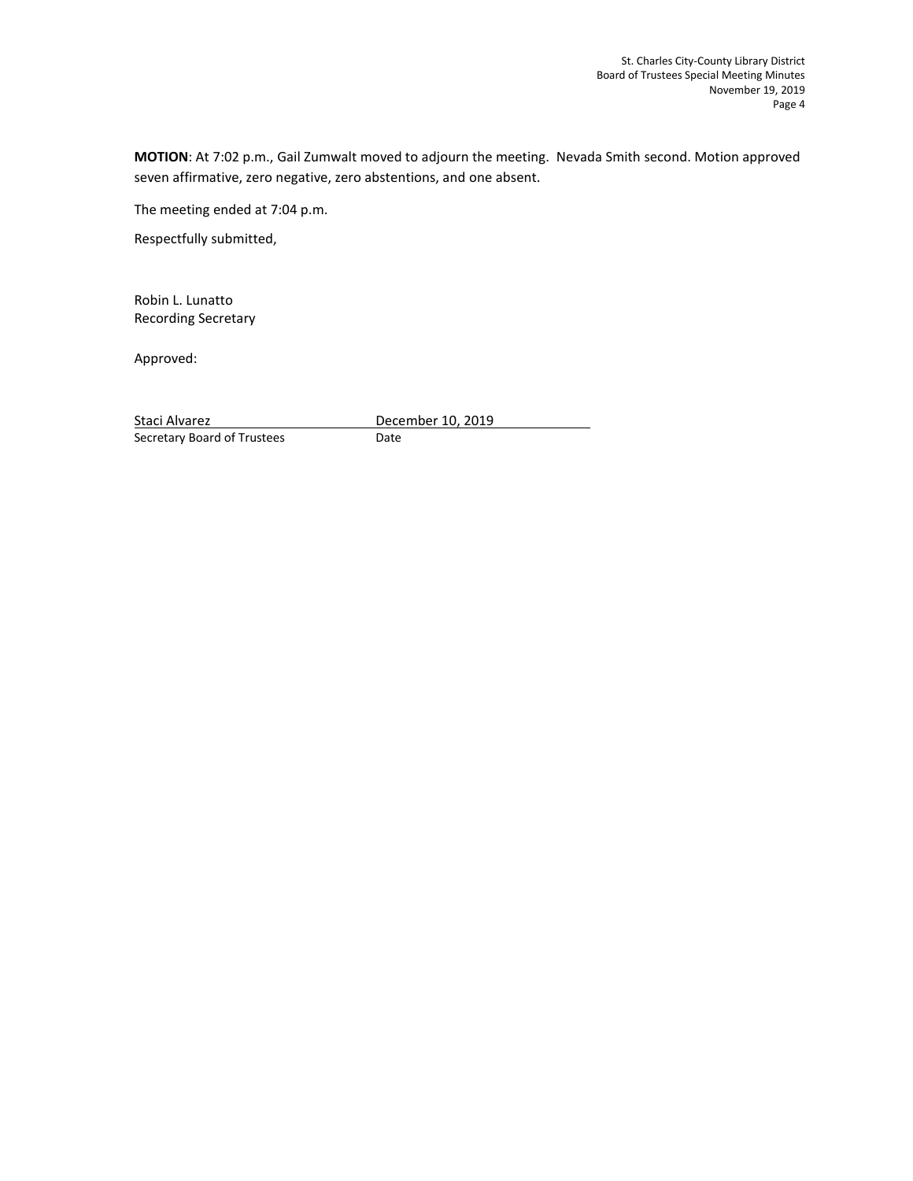**MOTION**: At 7:02 p.m., Gail Zumwalt moved to adjourn the meeting. Nevada Smith second. Motion approved seven affirmative, zero negative, zero abstentions, and one absent.

The meeting ended at 7:04 p.m.

Respectfully submitted,

Robin L. Lunatto
Recording Secretary

Approved:

| | |
|---|---|
| Staci Alvarez | December 10, 2019 |
| Secretary Board of Trustees | Date |